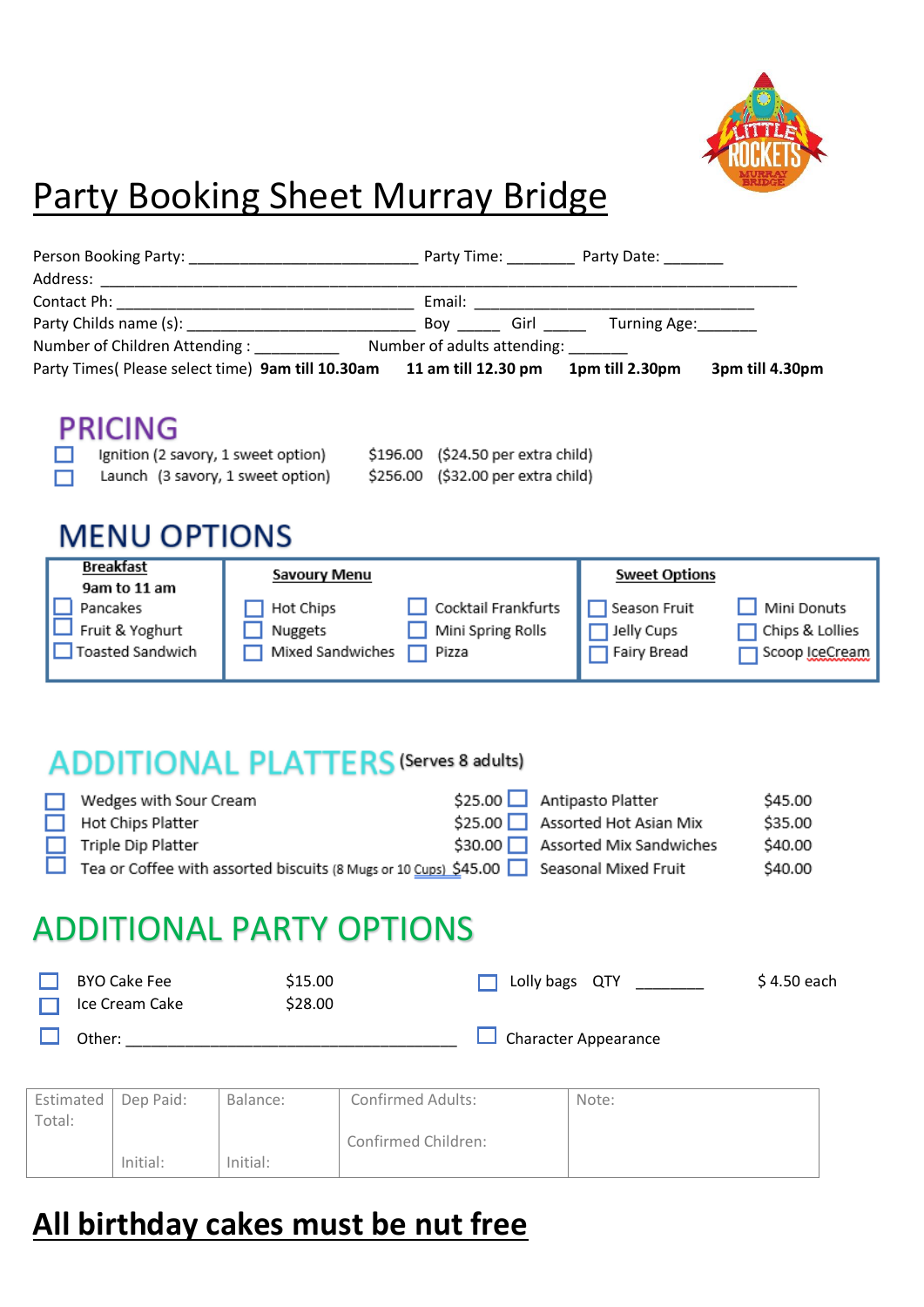# Party Booking Sheet Murray Bridge

Person Booking Party: __________________________ Party Time: ________ Party Date: _______

Address: ________________________________________________________________________________

Contact Ph: __________________________________ Email: ________________________________

Party Childs name (s): __________________________ Boy _____ Girl _____ Turning Age:_______

Number of Children Attending : __________ Number of adults attending: _______

Party Times( Please select time) **9am till 10.30am** **11 am till 12.30 pm** **1pm till 2.30pm** **3pm till 4.30pm**

## PRICING

- ☐ Ignition (2 savory, 1 sweet option) $196.00 ($24.50 per extra child)
- ☐ Launch (3 savory, 1 sweet option) $256.00 ($32.00 per extra child)

## MENU OPTIONS

| **Breakfast** 9am to 11 am | **Savoury Menu** | | **Sweet Options** | |
|---|---|---|---|---|
| ☐ Pancakes | ☐ Hot Chips | ☐ Cocktail Frankfurts | ☐ Season Fruit | ☐ Mini Donuts |
| ☐ Fruit & Yoghurt | ☐ Nuggets | ☐ Mini Spring Rolls | ☐ Jelly Cups | ☐ Chips & Lollies |
| ☐ Toasted Sandwich | ☐ Mixed Sandwiches | ☐ Pizza | ☐ Fairy Bread | ☐ Scoop IceCream |

## ADDITIONAL PLATTERS (Serves 8 adults)

| | | | |
|---|---|---|---|
| ☐ Wedges with Sour Cream | $25.00 | ☐ Antipasto Platter | $45.00 |
| ☐ Hot Chips Platter | $25.00 | ☐ Assorted Hot Asian Mix | $35.00 |
| ☐ Triple Dip Platter | $30.00 | ☐ Assorted Mix Sandwiches | $40.00 |
| ☐ Tea or Coffee with assorted biscuits (8 Mugs or 10 Cups) | $45.00 | ☐ Seasonal Mixed Fruit | $40.00 |

## ADDITIONAL PARTY OPTIONS

- ☐ BYO Cake Fee $15.00
- ☐ Ice Cream Cake $28.00
- ☐ Other: ________________________________________
- ☐ Lolly bags QTY ________ $ 4.50 each
- ☐ Character Appearance

| Estimated Total: | Dep Paid: Initial: | Balance: Initial: | Confirmed Adults: Confirmed Children: | Note: |
|---|---|---|---|---|

# **All birthday cakes must be nut free**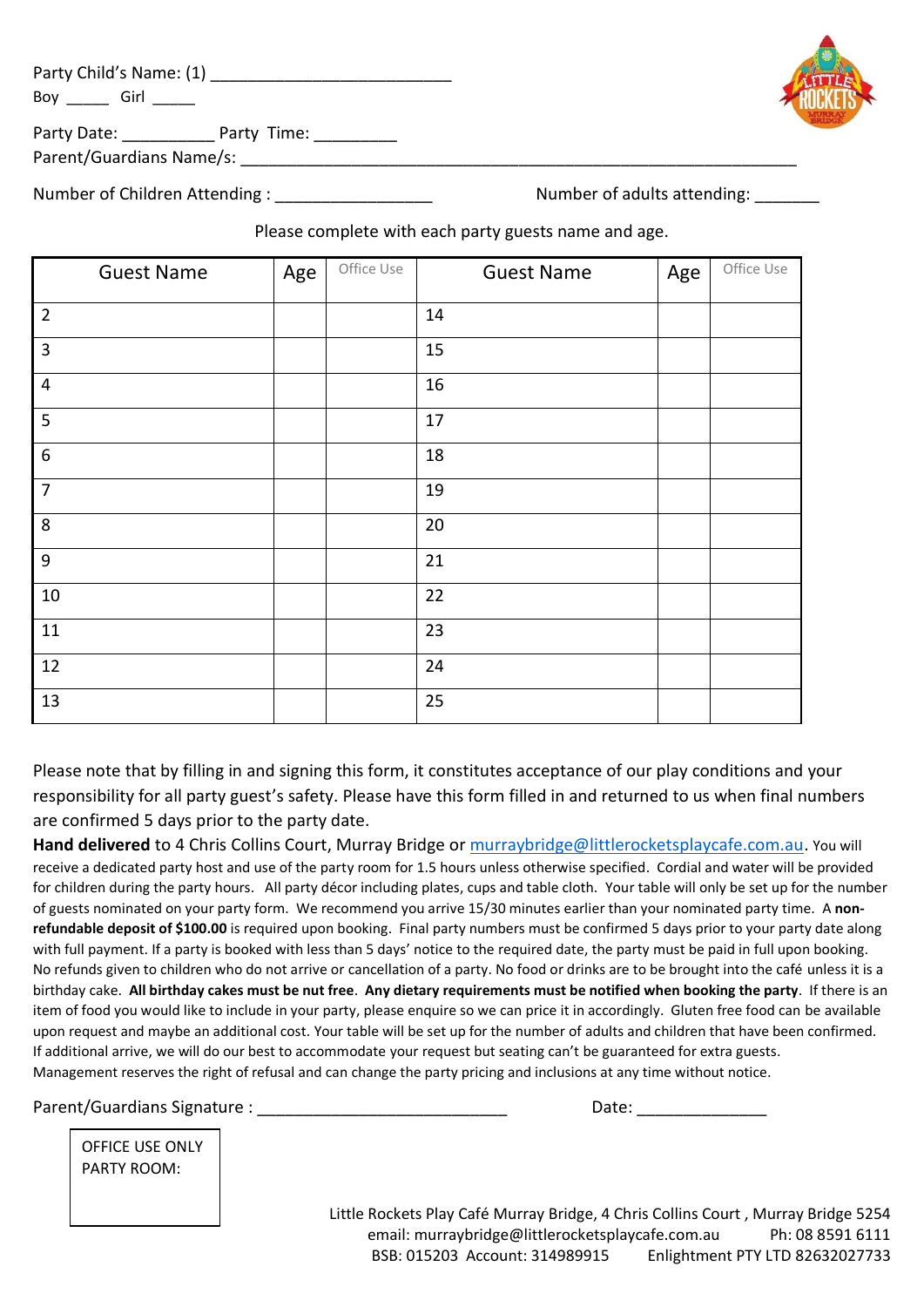Party Child's Name: (1) ___________________________

Boy _____ Girl _____

Party Date: __________ Party Time: _________

Parent/Guardians Name/s: ________________________________________________________________

Number of Children Attending : _________________ Number of adults attending: _______

Please complete with each party guests name and age.

| Guest Name | Age | Office Use | Guest Name | Age | Office Use |
|---|---|---|---|---|---|
| 2 | | | 14 | | |
| 3 | | | 15 | | |
| 4 | | | 16 | | |
| 5 | | | 17 | | |
| 6 | | | 18 | | |
| 7 | | | 19 | | |
| 8 | | | 20 | | |
| 9 | | | 21 | | |
| 10 | | | 22 | | |
| 11 | | | 23 | | |
| 12 | | | 24 | | |
| 13 | | | 25 | | |

Please note that by filling in and signing this form, it constitutes acceptance of our play conditions and your responsibility for all party guest's safety. Please have this form filled in and returned to us when final numbers are confirmed 5 days prior to the party date.

**Hand delivered** to 4 Chris Collins Court, Murray Bridge or murraybridge@littlerocketsplaycafe.com.au. You will receive a dedicated party host and use of the party room for 1.5 hours unless otherwise specified. Cordial and water will be provided for children during the party hours. All party décor including plates, cups and table cloth. Your table will only be set up for the number of guests nominated on your party form. We recommend you arrive 15/30 minutes earlier than your nominated party time. A **non-refundable deposit of $100.00** is required upon booking. Final party numbers must be confirmed 5 days prior to your party date along with full payment. If a party is booked with less than 5 days' notice to the required date, the party must be paid in full upon booking. No refunds given to children who do not arrive or cancellation of a party. No food or drinks are to be brought into the café unless it is a birthday cake. **All birthday cakes must be nut free**. **Any dietary requirements must be notified when booking the party**. If there is an item of food you would like to include in your party, please enquire so we can price it in accordingly. Gluten free food can be available upon request and maybe an additional cost. Your table will be set up for the number of adults and children that have been confirmed. If additional arrive, we will do our best to accommodate your request but seating can't be guaranteed for extra guests. Management reserves the right of refusal and can change the party pricing and inclusions at any time without notice.

Parent/Guardians Signature : ___________________________ Date: ______________

OFFICE USE ONLY
PARTY ROOM:

Little Rockets Play Café Murray Bridge, 4 Chris Collins Court , Murray Bridge 5254
email: murraybridge@littlerocketsplaycafe.com.au Ph: 08 8591 6111
BSB: 015203 Account: 314989915 Enlightment PTY LTD 82632027733